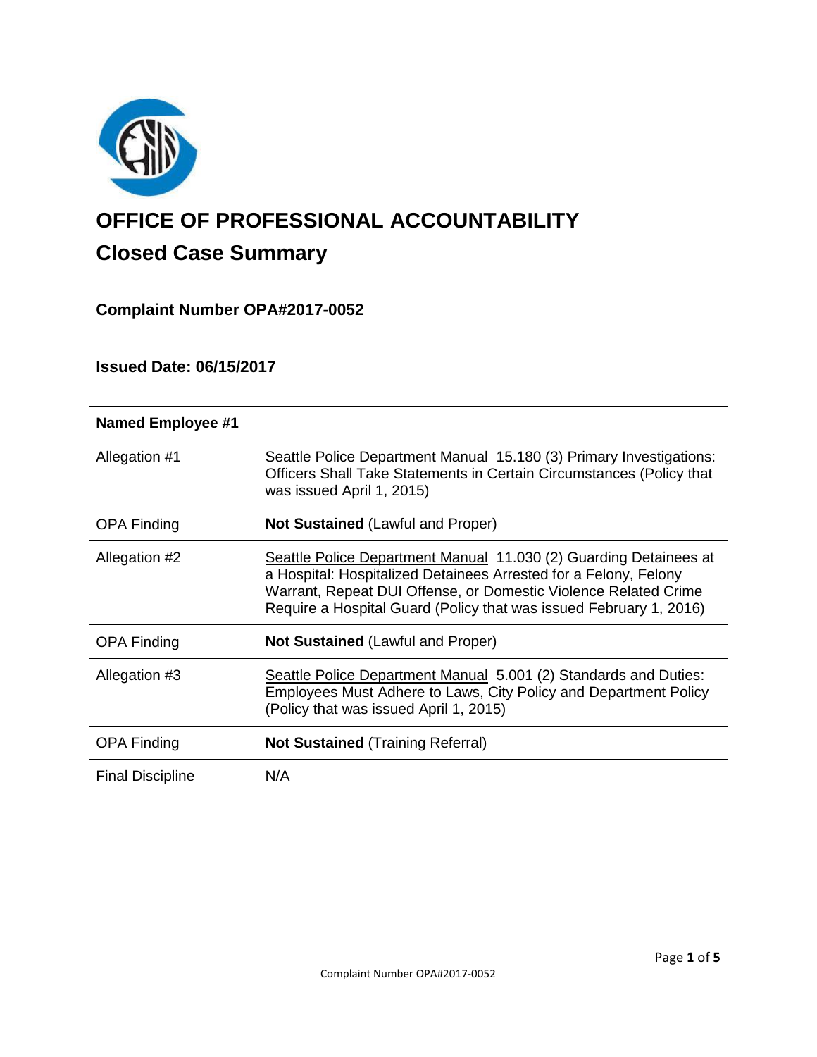# OFFICE OF PROFESSIONAL ACCOUNTABILITY

## Closed Case Summary

### Complaint Number OPA#2017-0052

### Issued Date: 06/15/2017

| **Named Employee #1** | |
|---|---|
| Allegation #1 | Seattle Police Department Manual 15.180 (3) Primary Investigations: Officers Shall Take Statements in Certain Circumstances (Policy that was issued April 1, 2015) |
| OPA Finding | **Not Sustained** (Lawful and Proper) |
| Allegation #2 | Seattle Police Department Manual 11.030 (2) Guarding Detainees at a Hospital: Hospitalized Detainees Arrested for a Felony, Felony Warrant, Repeat DUI Offense, or Domestic Violence Related Crime Require a Hospital Guard (Policy that was issued February 1, 2016) |
| OPA Finding | **Not Sustained** (Lawful and Proper) |
| Allegation #3 | Seattle Police Department Manual 5.001 (2) Standards and Duties: Employees Must Adhere to Laws, City Policy and Department Policy (Policy that was issued April 1, 2015) |
| OPA Finding | **Not Sustained** (Training Referral) |
| Final Discipline | N/A |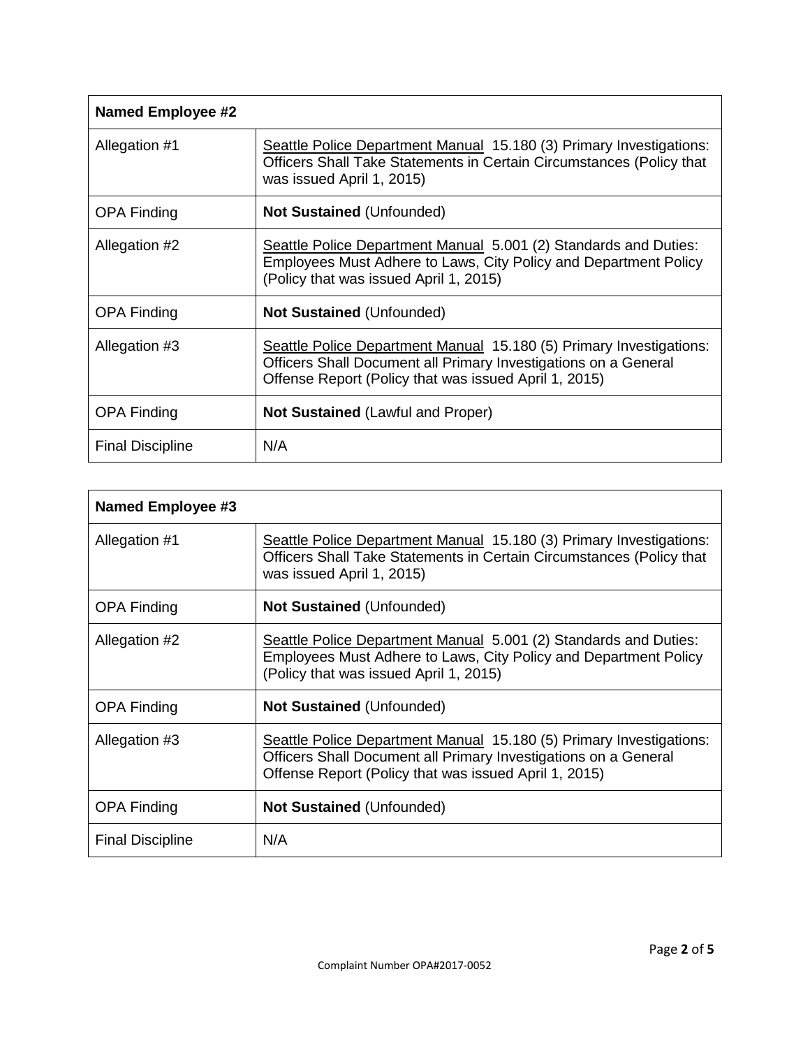| Named Employee #2 | |
|---|---|
| Allegation #1 | Seattle Police Department Manual 15.180 (3) Primary Investigations: Officers Shall Take Statements in Certain Circumstances (Policy that was issued April 1, 2015) |
| OPA Finding | **Not Sustained** (Unfounded) |
| Allegation #2 | Seattle Police Department Manual 5.001 (2) Standards and Duties: Employees Must Adhere to Laws, City Policy and Department Policy (Policy that was issued April 1, 2015) |
| OPA Finding | **Not Sustained** (Unfounded) |
| Allegation #3 | Seattle Police Department Manual 15.180 (5) Primary Investigations: Officers Shall Document all Primary Investigations on a General Offense Report (Policy that was issued April 1, 2015) |
| OPA Finding | **Not Sustained** (Lawful and Proper) |
| Final Discipline | N/A |

| Named Employee #3 | |
|---|---|
| Allegation #1 | Seattle Police Department Manual 15.180 (3) Primary Investigations: Officers Shall Take Statements in Certain Circumstances (Policy that was issued April 1, 2015) |
| OPA Finding | **Not Sustained** (Unfounded) |
| Allegation #2 | Seattle Police Department Manual 5.001 (2) Standards and Duties: Employees Must Adhere to Laws, City Policy and Department Policy (Policy that was issued April 1, 2015) |
| OPA Finding | **Not Sustained** (Unfounded) |
| Allegation #3 | Seattle Police Department Manual 15.180 (5) Primary Investigations: Officers Shall Document all Primary Investigations on a General Offense Report (Policy that was issued April 1, 2015) |
| OPA Finding | **Not Sustained** (Unfounded) |
| Final Discipline | N/A |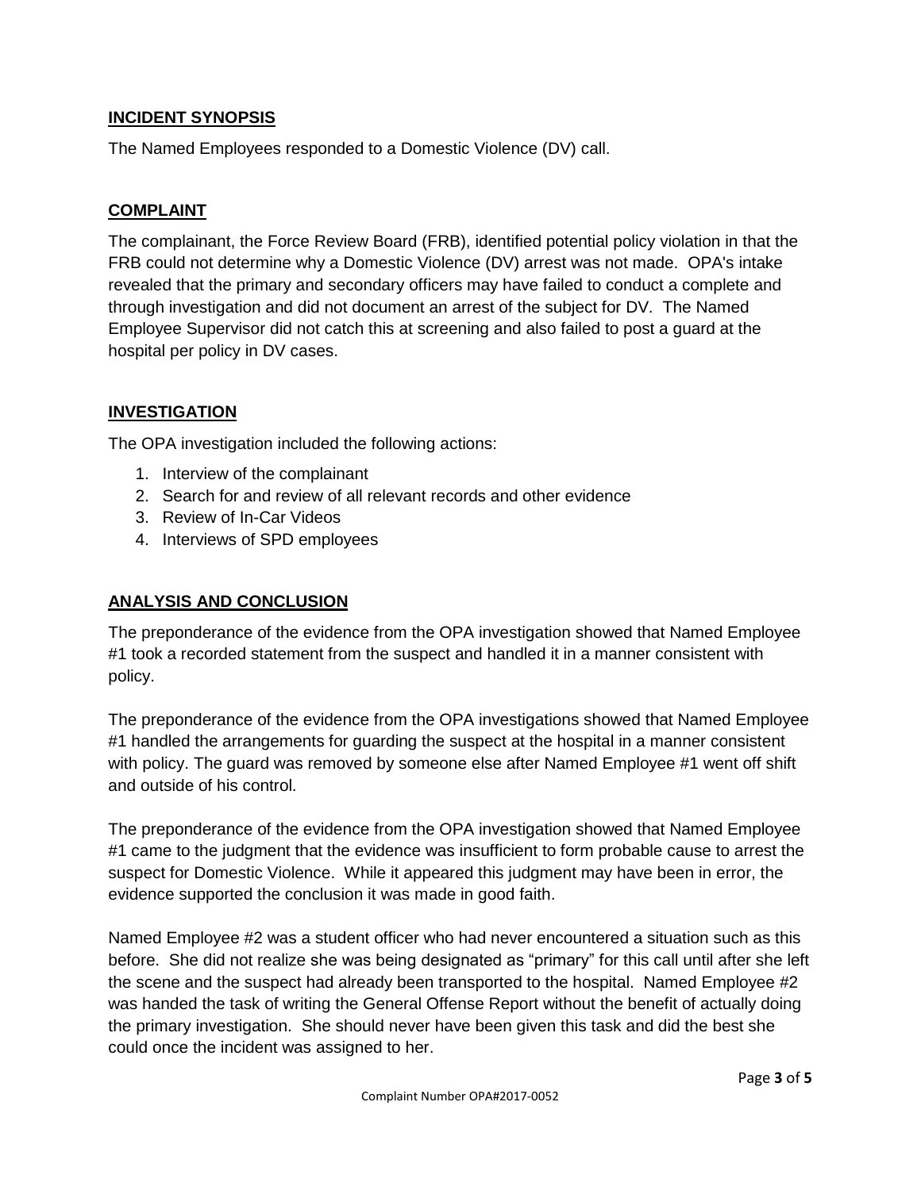## INCIDENT SYNOPSIS

The Named Employees responded to a Domestic Violence (DV) call.

## COMPLAINT

The complainant, the Force Review Board (FRB), identified potential policy violation in that the FRB could not determine why a Domestic Violence (DV) arrest was not made. OPA's intake revealed that the primary and secondary officers may have failed to conduct a complete and through investigation and did not document an arrest of the subject for DV. The Named Employee Supervisor did not catch this at screening and also failed to post a guard at the hospital per policy in DV cases.

## INVESTIGATION

The OPA investigation included the following actions:

1. Interview of the complainant
2. Search for and review of all relevant records and other evidence
3. Review of In-Car Videos
4. Interviews of SPD employees

## ANALYSIS AND CONCLUSION

The preponderance of the evidence from the OPA investigation showed that Named Employee #1 took a recorded statement from the suspect and handled it in a manner consistent with policy.

The preponderance of the evidence from the OPA investigations showed that Named Employee #1 handled the arrangements for guarding the suspect at the hospital in a manner consistent with policy. The guard was removed by someone else after Named Employee #1 went off shift and outside of his control.

The preponderance of the evidence from the OPA investigation showed that Named Employee #1 came to the judgment that the evidence was insufficient to form probable cause to arrest the suspect for Domestic Violence. While it appeared this judgment may have been in error, the evidence supported the conclusion it was made in good faith.

Named Employee #2 was a student officer who had never encountered a situation such as this before. She did not realize she was being designated as "primary" for this call until after she left the scene and the suspect had already been transported to the hospital. Named Employee #2 was handed the task of writing the General Offense Report without the benefit of actually doing the primary investigation. She should never have been given this task and did the best she could once the incident was assigned to her.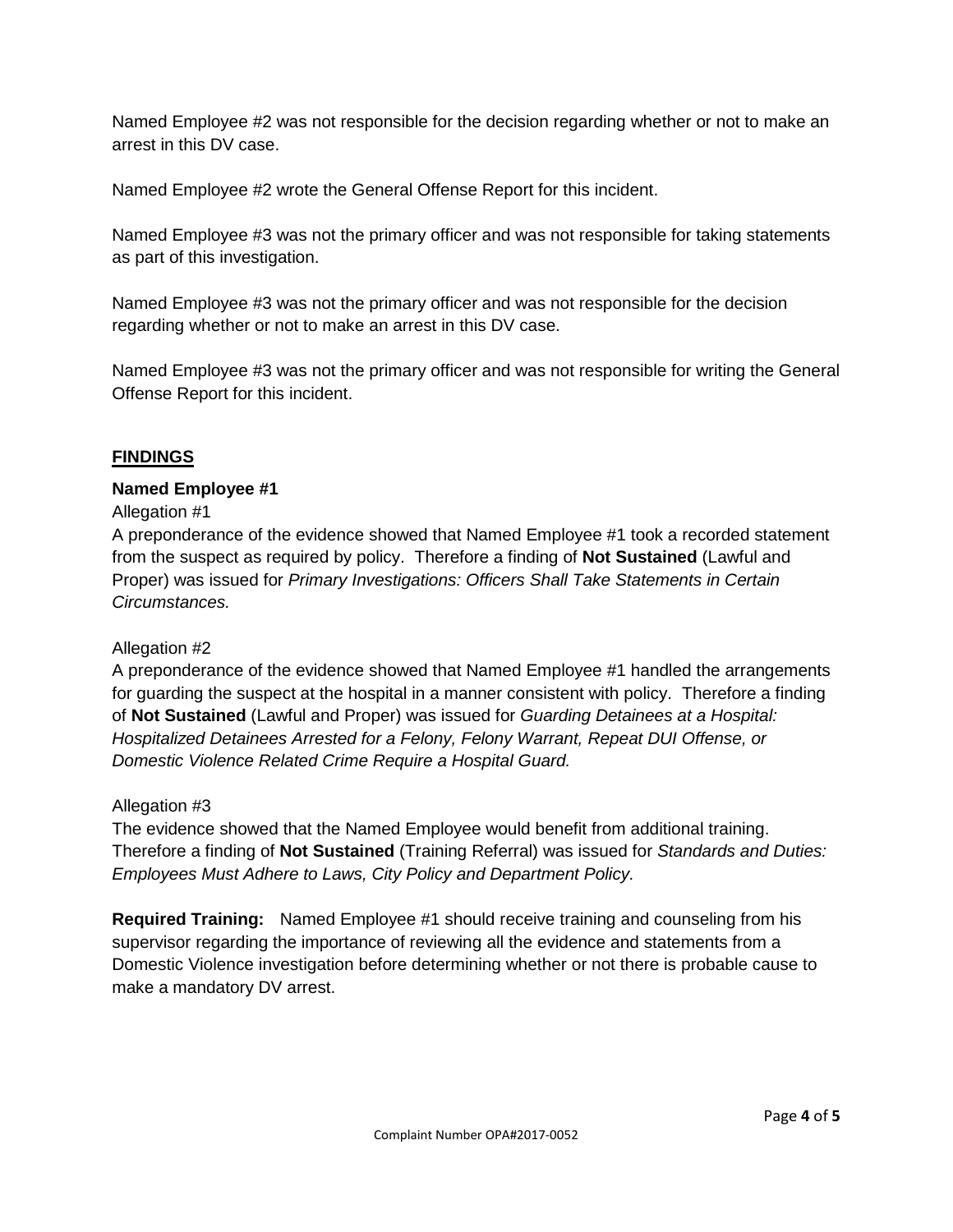Named Employee #2 was not responsible for the decision regarding whether or not to make an arrest in this DV case.

Named Employee #2 wrote the General Offense Report for this incident.

Named Employee #3 was not the primary officer and was not responsible for taking statements as part of this investigation.

Named Employee #3 was not the primary officer and was not responsible for the decision regarding whether or not to make an arrest in this DV case.

Named Employee #3 was not the primary officer and was not responsible for writing the General Offense Report for this incident.

## FINDINGS

**Named Employee #1**

Allegation #1

A preponderance of the evidence showed that Named Employee #1 took a recorded statement from the suspect as required by policy. Therefore a finding of **Not Sustained** (Lawful and Proper) was issued for *Primary Investigations: Officers Shall Take Statements in Certain Circumstances.*

Allegation #2

A preponderance of the evidence showed that Named Employee #1 handled the arrangements for guarding the suspect at the hospital in a manner consistent with policy. Therefore a finding of **Not Sustained** (Lawful and Proper) was issued for *Guarding Detainees at a Hospital: Hospitalized Detainees Arrested for a Felony, Felony Warrant, Repeat DUI Offense, or Domestic Violence Related Crime Require a Hospital Guard.*

Allegation #3

The evidence showed that the Named Employee would benefit from additional training. Therefore a finding of **Not Sustained** (Training Referral) was issued for *Standards and Duties: Employees Must Adhere to Laws, City Policy and Department Policy.*

**Required Training:** Named Employee #1 should receive training and counseling from his supervisor regarding the importance of reviewing all the evidence and statements from a Domestic Violence investigation before determining whether or not there is probable cause to make a mandatory DV arrest.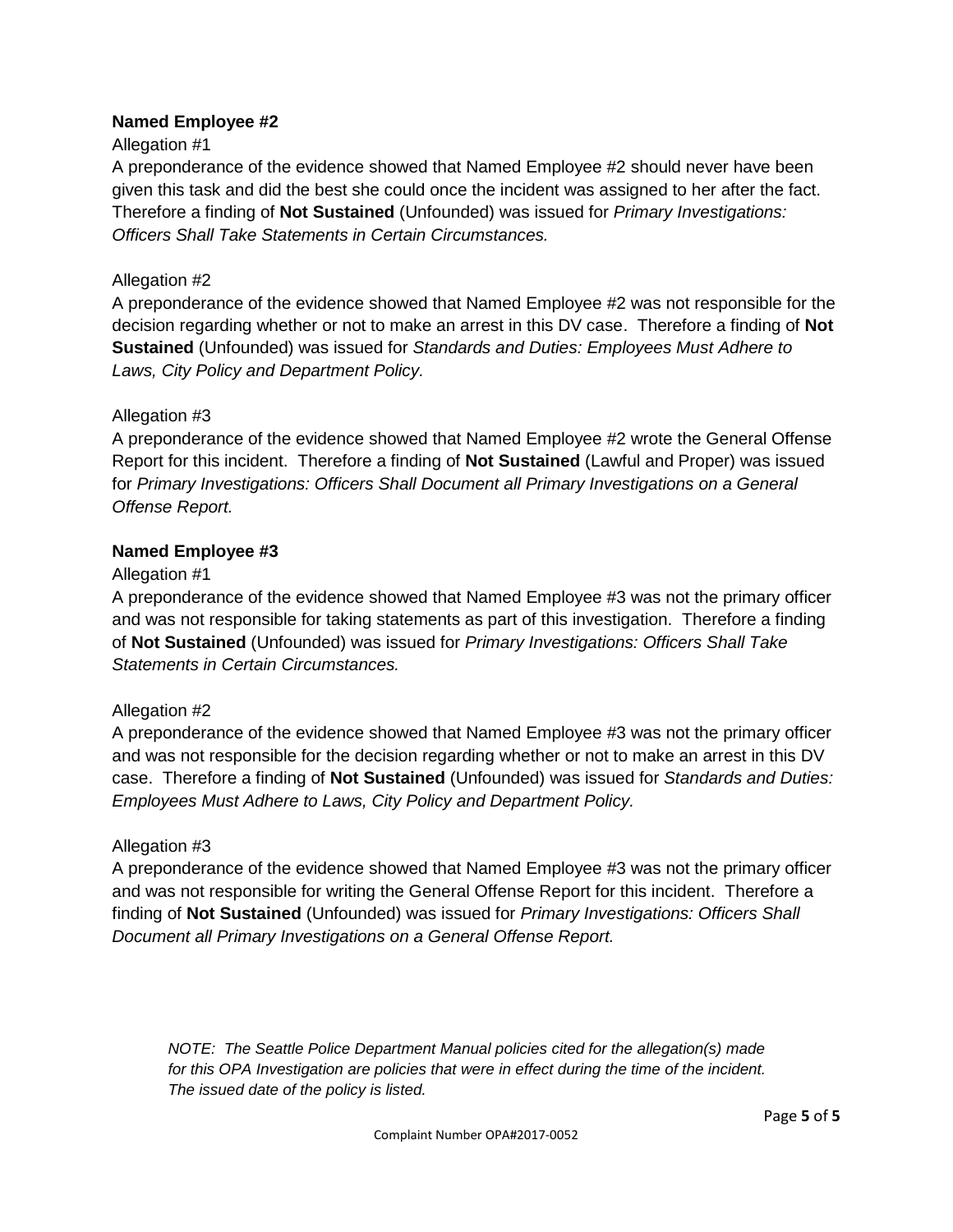**Named Employee #2**

Allegation #1

A preponderance of the evidence showed that Named Employee #2 should never have been given this task and did the best she could once the incident was assigned to her after the fact. Therefore a finding of **Not Sustained** (Unfounded) was issued for *Primary Investigations: Officers Shall Take Statements in Certain Circumstances.*

Allegation #2

A preponderance of the evidence showed that Named Employee #2 was not responsible for the decision regarding whether or not to make an arrest in this DV case. Therefore a finding of **Not Sustained** (Unfounded) was issued for *Standards and Duties: Employees Must Adhere to Laws, City Policy and Department Policy.*

Allegation #3

A preponderance of the evidence showed that Named Employee #2 wrote the General Offense Report for this incident. Therefore a finding of **Not Sustained** (Lawful and Proper) was issued for *Primary Investigations: Officers Shall Document all Primary Investigations on a General Offense Report.*

**Named Employee #3**

Allegation #1

A preponderance of the evidence showed that Named Employee #3 was not the primary officer and was not responsible for taking statements as part of this investigation. Therefore a finding of **Not Sustained** (Unfounded) was issued for *Primary Investigations: Officers Shall Take Statements in Certain Circumstances.*

Allegation #2

A preponderance of the evidence showed that Named Employee #3 was not the primary officer and was not responsible for the decision regarding whether or not to make an arrest in this DV case. Therefore a finding of **Not Sustained** (Unfounded) was issued for *Standards and Duties: Employees Must Adhere to Laws, City Policy and Department Policy.*

Allegation #3

A preponderance of the evidence showed that Named Employee #3 was not the primary officer and was not responsible for writing the General Offense Report for this incident. Therefore a finding of **Not Sustained** (Unfounded) was issued for *Primary Investigations: Officers Shall Document all Primary Investigations on a General Offense Report.*

*NOTE: The Seattle Police Department Manual policies cited for the allegation(s) made for this OPA Investigation are policies that were in effect during the time of the incident. The issued date of the policy is listed.*

Complaint Number OPA#2017-0052